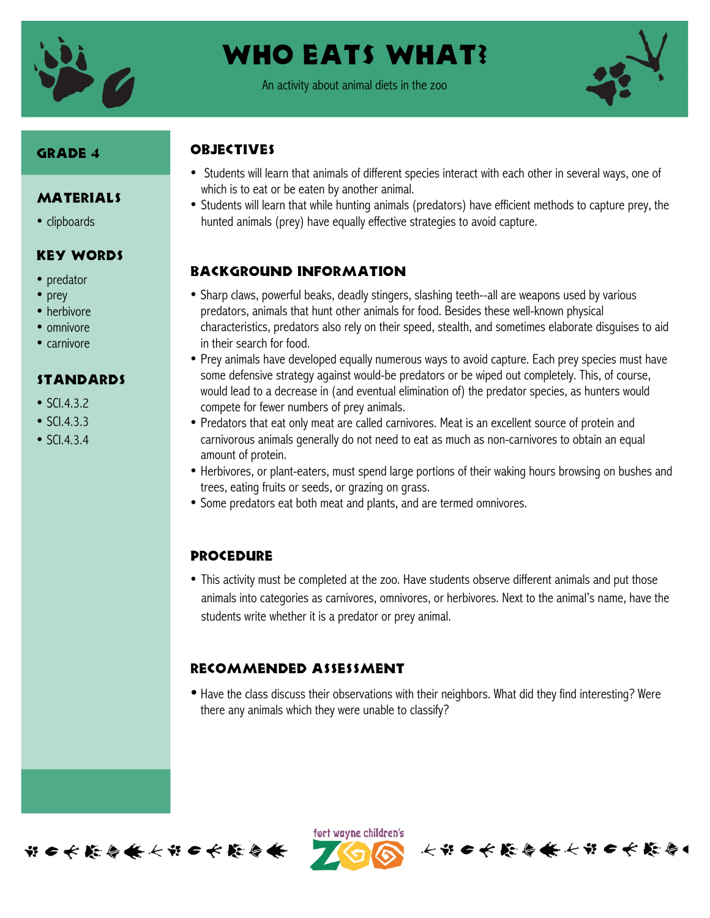# Who Eats What?

An activity about animal diets in the zoo

## Grade 4

## Materials

- clipboards

## Key Words

- predator
- prey
- herbivore
- omnivore
- carnivore

## Standards

- SCI.4.3.2
- SCI.4.3.3
- SCI.4.3.4

## Objectives

- Students will learn that animals of different species interact with each other in several ways, one of which is to eat or be eaten by another animal.
- Students will learn that while hunting animals (predators) have efficient methods to capture prey, the hunted animals (prey) have equally effective strategies to avoid capture.

## Background Information

- Sharp claws, powerful beaks, deadly stingers, slashing teeth--all are weapons used by various predators, animals that hunt other animals for food. Besides these well-known physical characteristics, predators also rely on their speed, stealth, and sometimes elaborate disguises to aid in their search for food.
- Prey animals have developed equally numerous ways to avoid capture. Each prey species must have some defensive strategy against would-be predators or be wiped out completely. This, of course, would lead to a decrease in (and eventual elimination of) the predator species, as hunters would compete for fewer numbers of prey animals.
- Predators that eat only meat are called carnivores. Meat is an excellent source of protein and carnivorous animals generally do not need to eat as much as non-carnivores to obtain an equal amount of protein.
- Herbivores, or plant-eaters, must spend large portions of their waking hours browsing on bushes and trees, eating fruits or seeds, or grazing on grass.
- Some predators eat both meat and plants, and are termed omnivores.

## Procedure

- This activity must be completed at the zoo. Have students observe different animals and put those animals into categories as carnivores, omnivores, or herbivores. Next to the animal's name, have the students write whether it is a predator or prey animal.

## Recommended Assessment

- Have the class discuss their observations with their neighbors. What did they find interesting? Were there any animals which they were unable to classify?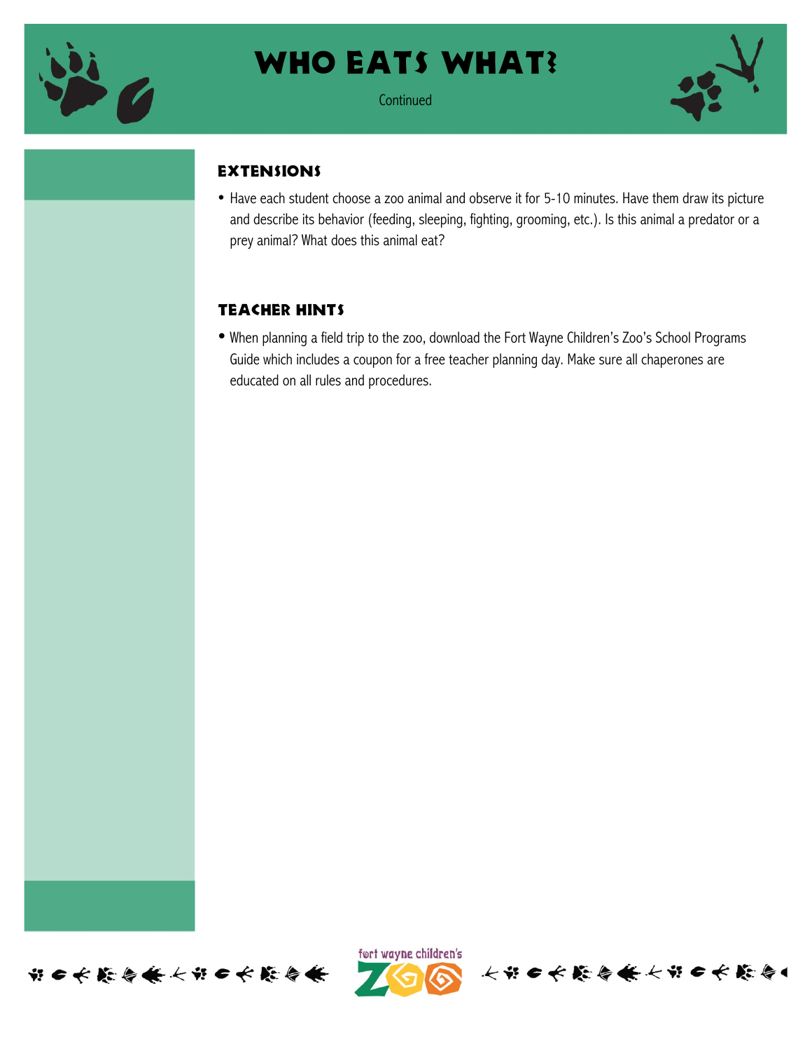# WHO EATS WHAT?

Continued

## EXTENSIONS

- Have each student choose a zoo animal and observe it for 5-10 minutes. Have them draw its picture and describe its behavior (feeding, sleeping, fighting, grooming, etc.). Is this animal a predator or a prey animal? What does this animal eat?

## TEACHER HINTS

- When planning a field trip to the zoo, download the Fort Wayne Children's Zoo's School Programs Guide which includes a coupon for a free teacher planning day. Make sure all chaperones are educated on all rules and procedures.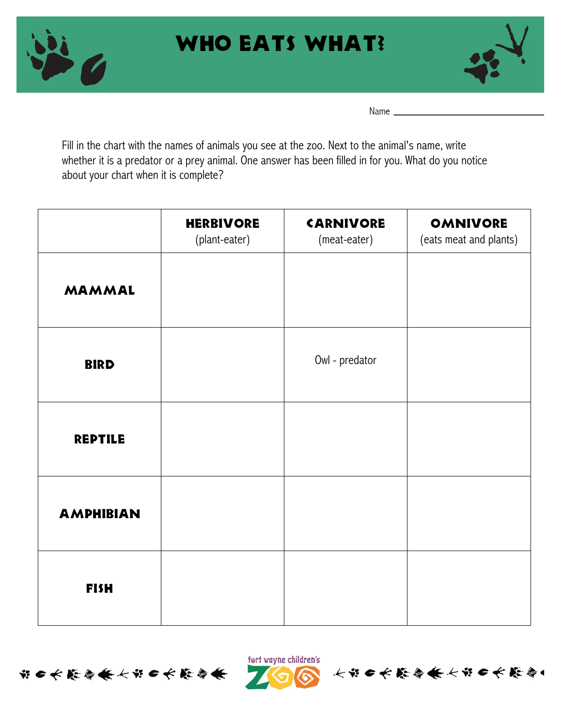# WHO EATS WHAT?

Name ______________________________

Fill in the chart with the names of animals you see at the zoo. Next to the animal's name, write whether it is a predator or a prey animal. One answer has been filled in for you. What do you notice about your chart when it is complete?

| | **HERBIVORE** (plant-eater) | **CARNIVORE** (meat-eater) | **OMNIVORE** (eats meat and plants) |
|---|---|---|---|
| **MAMMAL** | | | |
| **BIRD** | | Owl - predator | |
| **REPTILE** | | | |
| **AMPHIBIAN** | | | |
| **FISH** | | | |

fort wayne children's ZOO